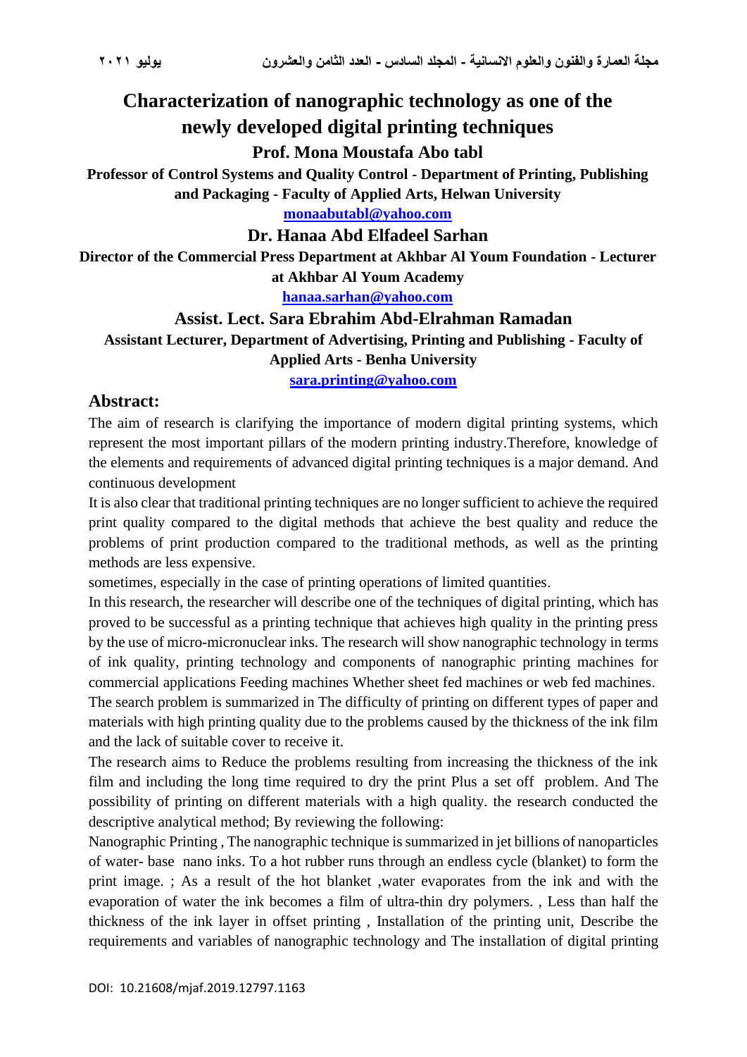# Characterization of nanographic technology as one of the newly developed digital printing techniques

**Prof. Mona Moustafa Abo tabl**

**Professor of Control Systems and Quality Control - Department of Printing, Publishing and Packaging - Faculty of Applied Arts, Helwan University**

**monaabutabl@yahoo.com**

**Dr. Hanaa Abd Elfadeel Sarhan**

**Director of the Commercial Press Department at Akhbar Al Youm Foundation - Lecturer at Akhbar Al Youm Academy**

**hanaa.sarhan@yahoo.com**

**Assist. Lect. Sara Ebrahim Abd-Elrahman Ramadan**

**Assistant Lecturer, Department of Advertising, Printing and Publishing - Faculty of Applied Arts - Benha University**

**sara.printing@yahoo.com**

## Abstract:

The aim of research is clarifying the importance of modern digital printing systems, which represent the most important pillars of the modern printing industry.Therefore, knowledge of the elements and requirements of advanced digital printing techniques is a major demand. And continuous development

It is also clear that traditional printing techniques are no longer sufficient to achieve the required print quality compared to the digital methods that achieve the best quality and reduce the problems of print production compared to the traditional methods, as well as the printing methods are less expensive.

sometimes, especially in the case of printing operations of limited quantities.

In this research, the researcher will describe one of the techniques of digital printing, which has proved to be successful as a printing technique that achieves high quality in the printing press by the use of micro-micronuclear inks. The research will show nanographic technology in terms of ink quality, printing technology and components of nanographic printing machines for commercial applications Feeding machines Whether sheet fed machines or web fed machines.

The search problem is summarized in The difficulty of printing on different types of paper and materials with high printing quality due to the problems caused by the thickness of the ink film and the lack of suitable cover to receive it.

The research aims to Reduce the problems resulting from increasing the thickness of the ink film and including the long time required to dry the print Plus a set off problem. And The possibility of printing on different materials with a high quality. the research conducted the descriptive analytical method; By reviewing the following:

Nanographic Printing , The nanographic technique is summarized in jet billions of nanoparticles of water- base nano inks. To a hot rubber runs through an endless cycle (blanket) to form the print image. ; As a result of the hot blanket ,water evaporates from the ink and with the evaporation of water the ink becomes a film of ultra-thin dry polymers. , Less than half the thickness of the ink layer in offset printing , Installation of the printing unit, Describe the requirements and variables of nanographic technology and The installation of digital printing

DOI: 10.21608/mjaf.2019.12797.1163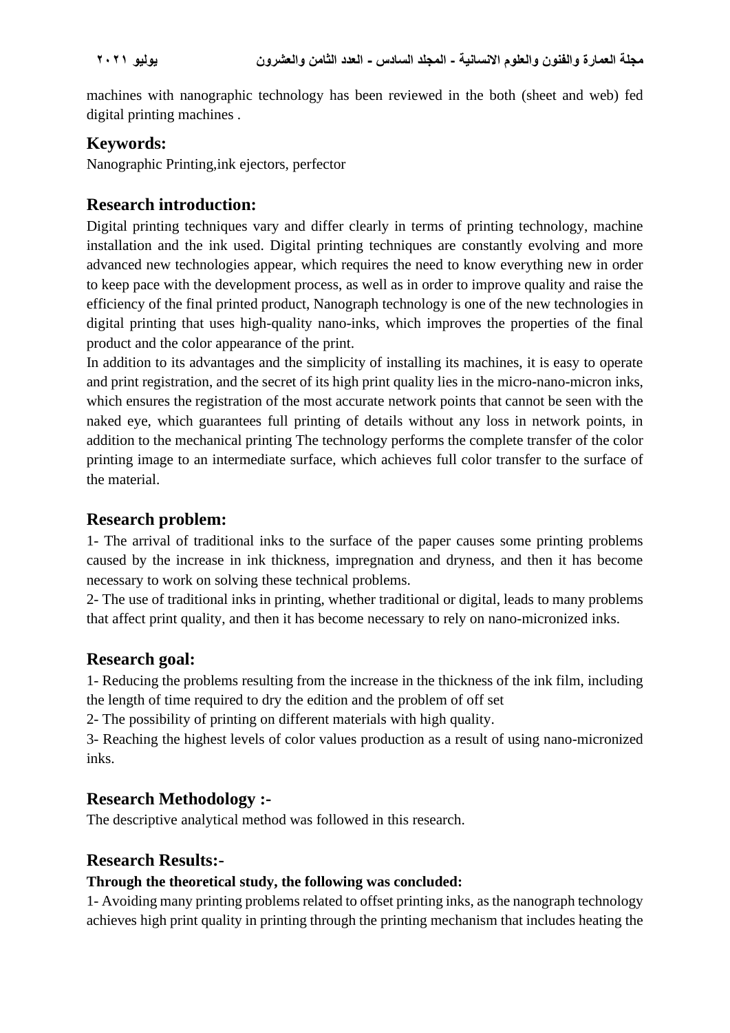machines with nanographic technology has been reviewed in the both (sheet and web) fed digital printing machines .

## Keywords:

Nanographic Printing,ink ejectors, perfector

## Research introduction:

Digital printing techniques vary and differ clearly in terms of printing technology, machine installation and the ink used. Digital printing techniques are constantly evolving and more advanced new technologies appear, which requires the need to know everything new in order to keep pace with the development process, as well as in order to improve quality and raise the efficiency of the final printed product, Nanograph technology is one of the new technologies in digital printing that uses high-quality nano-inks, which improves the properties of the final product and the color appearance of the print.

In addition to its advantages and the simplicity of installing its machines, it is easy to operate and print registration, and the secret of its high print quality lies in the micro-nano-micron inks, which ensures the registration of the most accurate network points that cannot be seen with the naked eye, which guarantees full printing of details without any loss in network points, in addition to the mechanical printing The technology performs the complete transfer of the color printing image to an intermediate surface, which achieves full color transfer to the surface of the material.

## Research problem:

1- The arrival of traditional inks to the surface of the paper causes some printing problems caused by the increase in ink thickness, impregnation and dryness, and then it has become necessary to work on solving these technical problems.

2- The use of traditional inks in printing, whether traditional or digital, leads to many problems that affect print quality, and then it has become necessary to rely on nano-micronized inks.

## Research goal:

1- Reducing the problems resulting from the increase in the thickness of the ink film, including the length of time required to dry the edition and the problem of off set

2- The possibility of printing on different materials with high quality.

3- Reaching the highest levels of color values production as a result of using nano-micronized inks.

## Research Methodology :-

The descriptive analytical method was followed in this research.

## Research Results:-

**Through the theoretical study, the following was concluded:**

1- Avoiding many printing problems related to offset printing inks, as the nanograph technology achieves high print quality in printing through the printing mechanism that includes heating the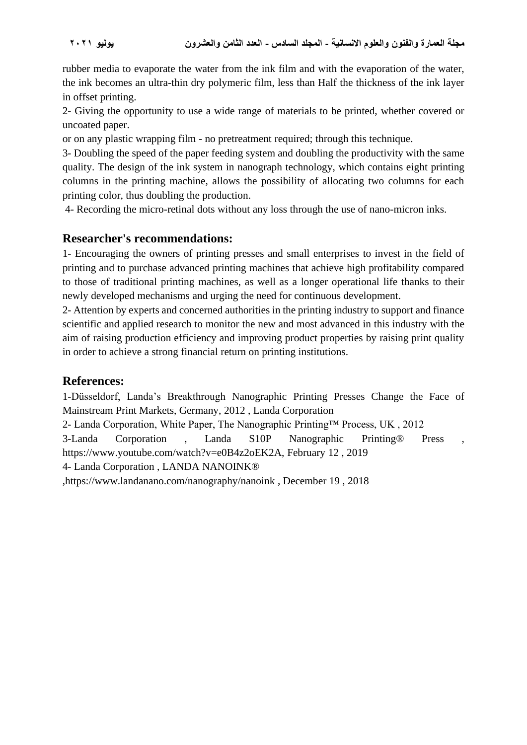rubber media to evaporate the water from the ink film and with the evaporation of the water, the ink becomes an ultra-thin dry polymeric film, less than Half the thickness of the ink layer in offset printing.

2- Giving the opportunity to use a wide range of materials to be printed, whether covered or uncoated paper.

or on any plastic wrapping film - no pretreatment required; through this technique.

3- Doubling the speed of the paper feeding system and doubling the productivity with the same quality. The design of the ink system in nanograph technology, which contains eight printing columns in the printing machine, allows the possibility of allocating two columns for each printing color, thus doubling the production.

4- Recording the micro-retinal dots without any loss through the use of nano-micron inks.

## Researcher's recommendations:

1- Encouraging the owners of printing presses and small enterprises to invest in the field of printing and to purchase advanced printing machines that achieve high profitability compared to those of traditional printing machines, as well as a longer operational life thanks to their newly developed mechanisms and urging the need for continuous development.

2- Attention by experts and concerned authorities in the printing industry to support and finance scientific and applied research to monitor the new and most advanced in this industry with the aim of raising production efficiency and improving product properties by raising print quality in order to achieve a strong financial return on printing institutions.

## References:

1-Düsseldorf, Landa's Breakthrough Nanographic Printing Presses Change the Face of Mainstream Print Markets, Germany, 2012 , Landa Corporation

2- Landa Corporation, White Paper, The Nanographic Printing™ Process, UK , 2012

3-Landa Corporation , Landa S10P Nanographic Printing® Press , https://www.youtube.com/watch?v=e0B4z2oEK2A, February 12 , 2019

4- Landa Corporation , LANDA NANOINK® ,https://www.landanano.com/nanography/nanoink , December 19 , 2018